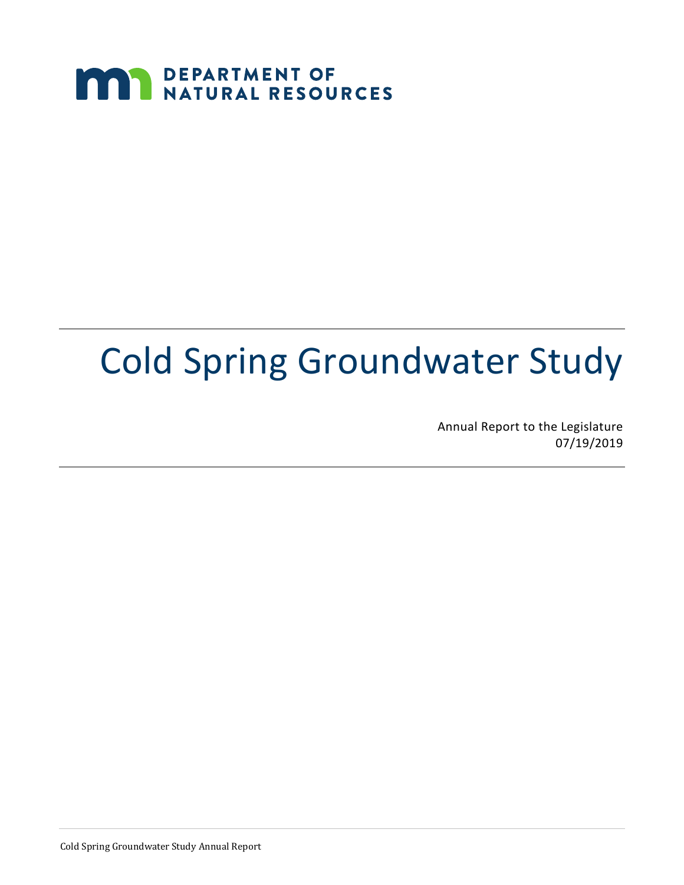DEPARTMENT OF NATURAL RESOURCES

# Cold Spring Groundwater Study

Annual Report to the Legislature
07/19/2019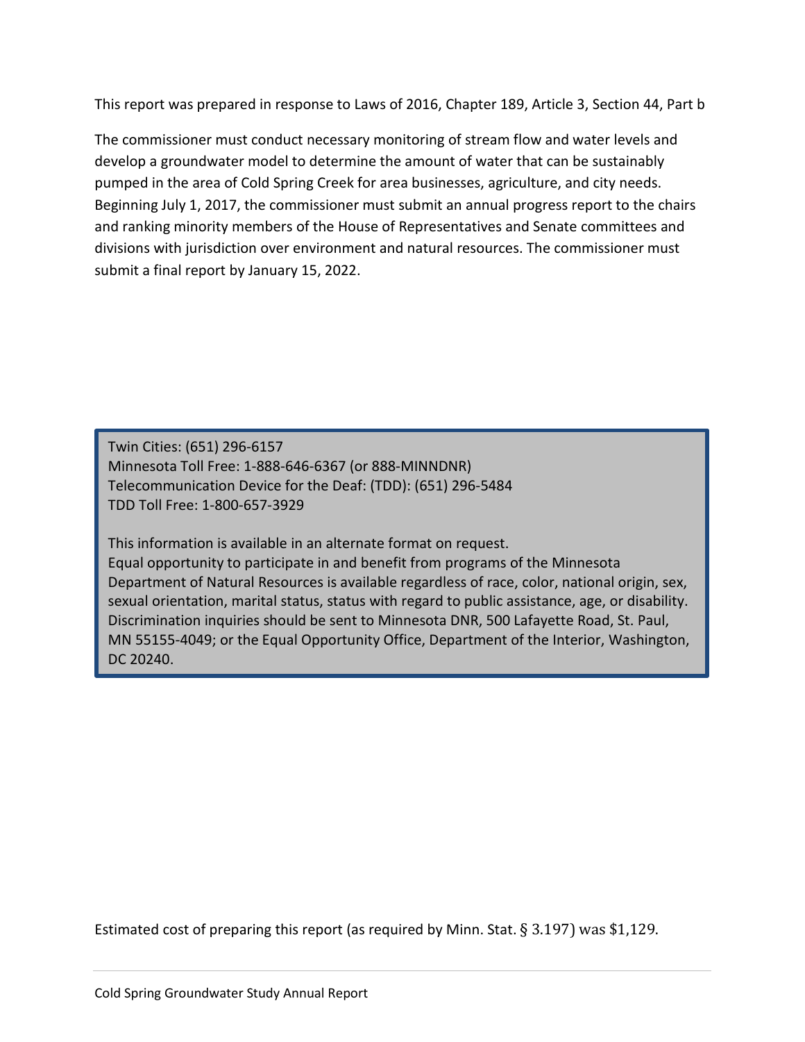This report was prepared in response to Laws of 2016, Chapter 189, Article 3, Section 44, Part b

The commissioner must conduct necessary monitoring of stream flow and water levels and develop a groundwater model to determine the amount of water that can be sustainably pumped in the area of Cold Spring Creek for area businesses, agriculture, and city needs. Beginning July 1, 2017, the commissioner must submit an annual progress report to the chairs and ranking minority members of the House of Representatives and Senate committees and divisions with jurisdiction over environment and natural resources. The commissioner must submit a final report by January 15, 2022.

Twin Cities: (651) 296-6157
Minnesota Toll Free: 1-888-646-6367 (or 888-MINNDNR)
Telecommunication Device for the Deaf: (TDD): (651) 296-5484
TDD Toll Free: 1-800-657-3929

This information is available in an alternate format on request.
Equal opportunity to participate in and benefit from programs of the Minnesota Department of Natural Resources is available regardless of race, color, national origin, sex, sexual orientation, marital status, status with regard to public assistance, age, or disability. Discrimination inquiries should be sent to Minnesota DNR, 500 Lafayette Road, St. Paul, MN 55155-4049; or the Equal Opportunity Office, Department of the Interior, Washington, DC 20240.

Estimated cost of preparing this report (as required by Minn. Stat. § 3.197) was $1,129.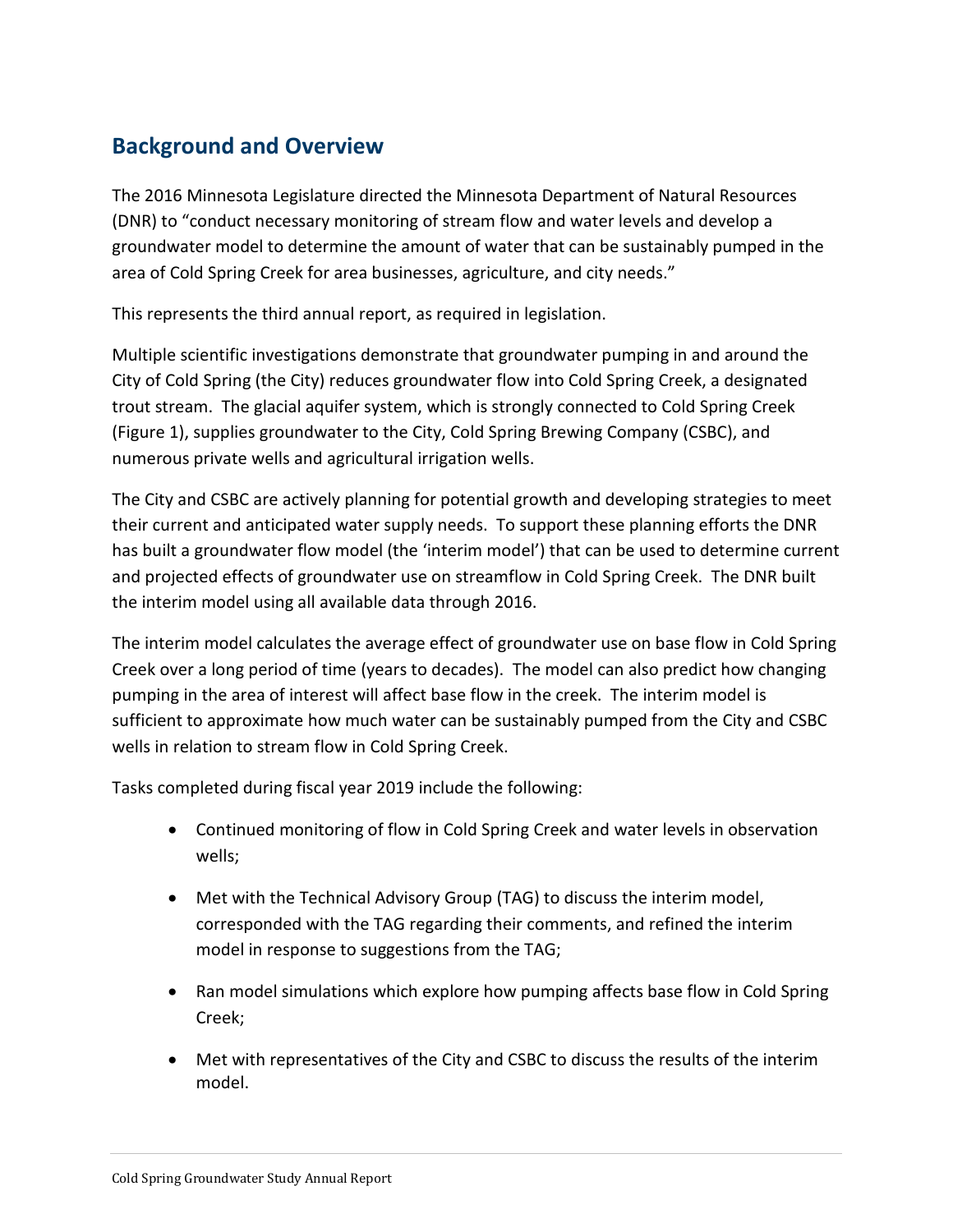## Background and Overview

The 2016 Minnesota Legislature directed the Minnesota Department of Natural Resources (DNR) to "conduct necessary monitoring of stream flow and water levels and develop a groundwater model to determine the amount of water that can be sustainably pumped in the area of Cold Spring Creek for area businesses, agriculture, and city needs."

This represents the third annual report, as required in legislation.

Multiple scientific investigations demonstrate that groundwater pumping in and around the City of Cold Spring (the City) reduces groundwater flow into Cold Spring Creek, a designated trout stream. The glacial aquifer system, which is strongly connected to Cold Spring Creek (Figure 1), supplies groundwater to the City, Cold Spring Brewing Company (CSBC), and numerous private wells and agricultural irrigation wells.

The City and CSBC are actively planning for potential growth and developing strategies to meet their current and anticipated water supply needs. To support these planning efforts the DNR has built a groundwater flow model (the 'interim model') that can be used to determine current and projected effects of groundwater use on streamflow in Cold Spring Creek. The DNR built the interim model using all available data through 2016.

The interim model calculates the average effect of groundwater use on base flow in Cold Spring Creek over a long period of time (years to decades). The model can also predict how changing pumping in the area of interest will affect base flow in the creek. The interim model is sufficient to approximate how much water can be sustainably pumped from the City and CSBC wells in relation to stream flow in Cold Spring Creek.

Tasks completed during fiscal year 2019 include the following:

- Continued monitoring of flow in Cold Spring Creek and water levels in observation wells;
- Met with the Technical Advisory Group (TAG) to discuss the interim model, corresponded with the TAG regarding their comments, and refined the interim model in response to suggestions from the TAG;
- Ran model simulations which explore how pumping affects base flow in Cold Spring Creek;
- Met with representatives of the City and CSBC to discuss the results of the interim model.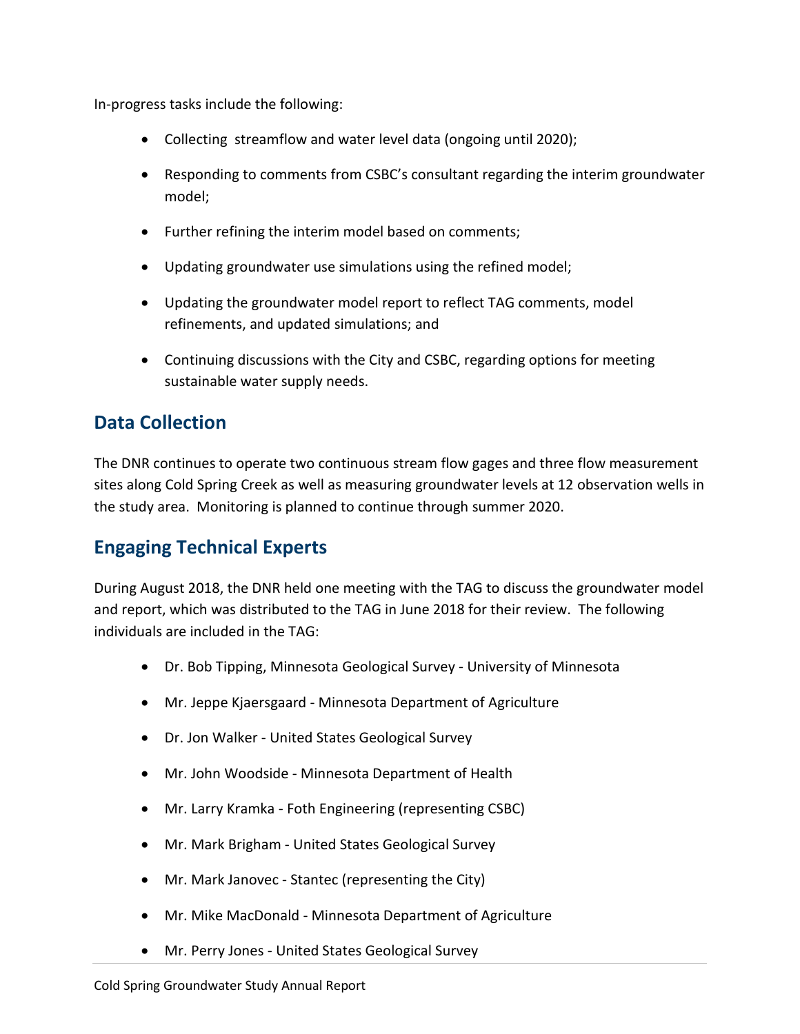In-progress tasks include the following:

- Collecting streamflow and water level data (ongoing until 2020);
- Responding to comments from CSBC's consultant regarding the interim groundwater model;
- Further refining the interim model based on comments;
- Updating groundwater use simulations using the refined model;
- Updating the groundwater model report to reflect TAG comments, model refinements, and updated simulations; and
- Continuing discussions with the City and CSBC, regarding options for meeting sustainable water supply needs.

## Data Collection

The DNR continues to operate two continuous stream flow gages and three flow measurement sites along Cold Spring Creek as well as measuring groundwater levels at 12 observation wells in the study area. Monitoring is planned to continue through summer 2020.

## Engaging Technical Experts

During August 2018, the DNR held one meeting with the TAG to discuss the groundwater model and report, which was distributed to the TAG in June 2018 for their review. The following individuals are included in the TAG:

- Dr. Bob Tipping, Minnesota Geological Survey - University of Minnesota
- Mr. Jeppe Kjaersgaard - Minnesota Department of Agriculture
- Dr. Jon Walker - United States Geological Survey
- Mr. John Woodside - Minnesota Department of Health
- Mr. Larry Kramka - Foth Engineering (representing CSBC)
- Mr. Mark Brigham - United States Geological Survey
- Mr. Mark Janovec - Stantec (representing the City)
- Mr. Mike MacDonald - Minnesota Department of Agriculture
- Mr. Perry Jones - United States Geological Survey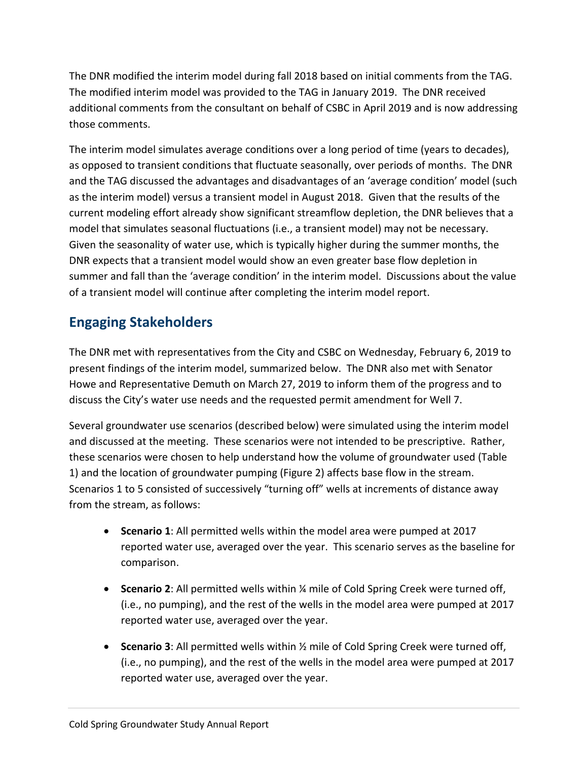The DNR modified the interim model during fall 2018 based on initial comments from the TAG. The modified interim model was provided to the TAG in January 2019. The DNR received additional comments from the consultant on behalf of CSBC in April 2019 and is now addressing those comments.

The interim model simulates average conditions over a long period of time (years to decades), as opposed to transient conditions that fluctuate seasonally, over periods of months. The DNR and the TAG discussed the advantages and disadvantages of an 'average condition' model (such as the interim model) versus a transient model in August 2018. Given that the results of the current modeling effort already show significant streamflow depletion, the DNR believes that a model that simulates seasonal fluctuations (i.e., a transient model) may not be necessary. Given the seasonality of water use, which is typically higher during the summer months, the DNR expects that a transient model would show an even greater base flow depletion in summer and fall than the 'average condition' in the interim model. Discussions about the value of a transient model will continue after completing the interim model report.

## Engaging Stakeholders

The DNR met with representatives from the City and CSBC on Wednesday, February 6, 2019 to present findings of the interim model, summarized below. The DNR also met with Senator Howe and Representative Demuth on March 27, 2019 to inform them of the progress and to discuss the City's water use needs and the requested permit amendment for Well 7.

Several groundwater use scenarios (described below) were simulated using the interim model and discussed at the meeting. These scenarios were not intended to be prescriptive. Rather, these scenarios were chosen to help understand how the volume of groundwater used (Table 1) and the location of groundwater pumping (Figure 2) affects base flow in the stream. Scenarios 1 to 5 consisted of successively "turning off" wells at increments of distance away from the stream, as follows:

- **Scenario 1**: All permitted wells within the model area were pumped at 2017 reported water use, averaged over the year. This scenario serves as the baseline for comparison.
- **Scenario 2**: All permitted wells within ¼ mile of Cold Spring Creek were turned off, (i.e., no pumping), and the rest of the wells in the model area were pumped at 2017 reported water use, averaged over the year.
- **Scenario 3**: All permitted wells within ½ mile of Cold Spring Creek were turned off, (i.e., no pumping), and the rest of the wells in the model area were pumped at 2017 reported water use, averaged over the year.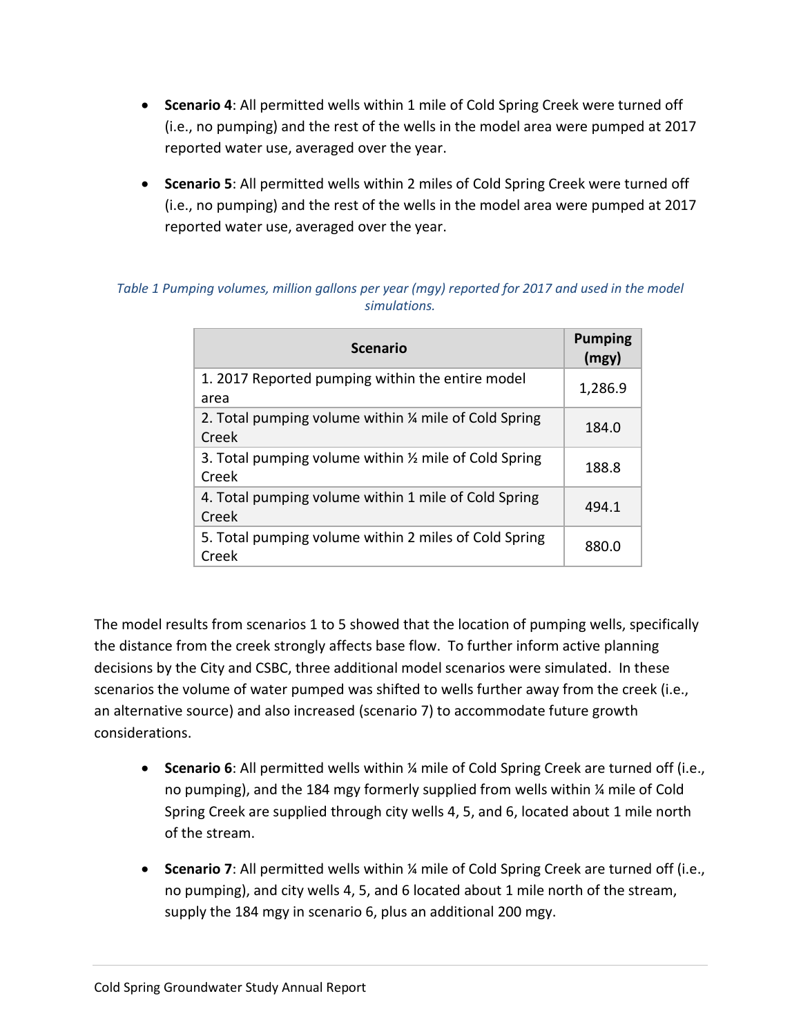- **Scenario 4**: All permitted wells within 1 mile of Cold Spring Creek were turned off (i.e., no pumping) and the rest of the wells in the model area were pumped at 2017 reported water use, averaged over the year.
- **Scenario 5**: All permitted wells within 2 miles of Cold Spring Creek were turned off (i.e., no pumping) and the rest of the wells in the model area were pumped at 2017 reported water use, averaged over the year.

*Table 1 Pumping volumes, million gallons per year (mgy) reported for 2017 and used in the model simulations.*

| Scenario | Pumping (mgy) |
|---|---|
| 1. 2017 Reported pumping within the entire model area | 1,286.9 |
| 2. Total pumping volume within ¼ mile of Cold Spring Creek | 184.0 |
| 3. Total pumping volume within ½ mile of Cold Spring Creek | 188.8 |
| 4. Total pumping volume within 1 mile of Cold Spring Creek | 494.1 |
| 5. Total pumping volume within 2 miles of Cold Spring Creek | 880.0 |

The model results from scenarios 1 to 5 showed that the location of pumping wells, specifically the distance from the creek strongly affects base flow. To further inform active planning decisions by the City and CSBC, three additional model scenarios were simulated. In these scenarios the volume of water pumped was shifted to wells further away from the creek (i.e., an alternative source) and also increased (scenario 7) to accommodate future growth considerations.

- **Scenario 6**: All permitted wells within ¼ mile of Cold Spring Creek are turned off (i.e., no pumping), and the 184 mgy formerly supplied from wells within ¼ mile of Cold Spring Creek are supplied through city wells 4, 5, and 6, located about 1 mile north of the stream.
- **Scenario 7**: All permitted wells within ¼ mile of Cold Spring Creek are turned off (i.e., no pumping), and city wells 4, 5, and 6 located about 1 mile north of the stream, supply the 184 mgy in scenario 6, plus an additional 200 mgy.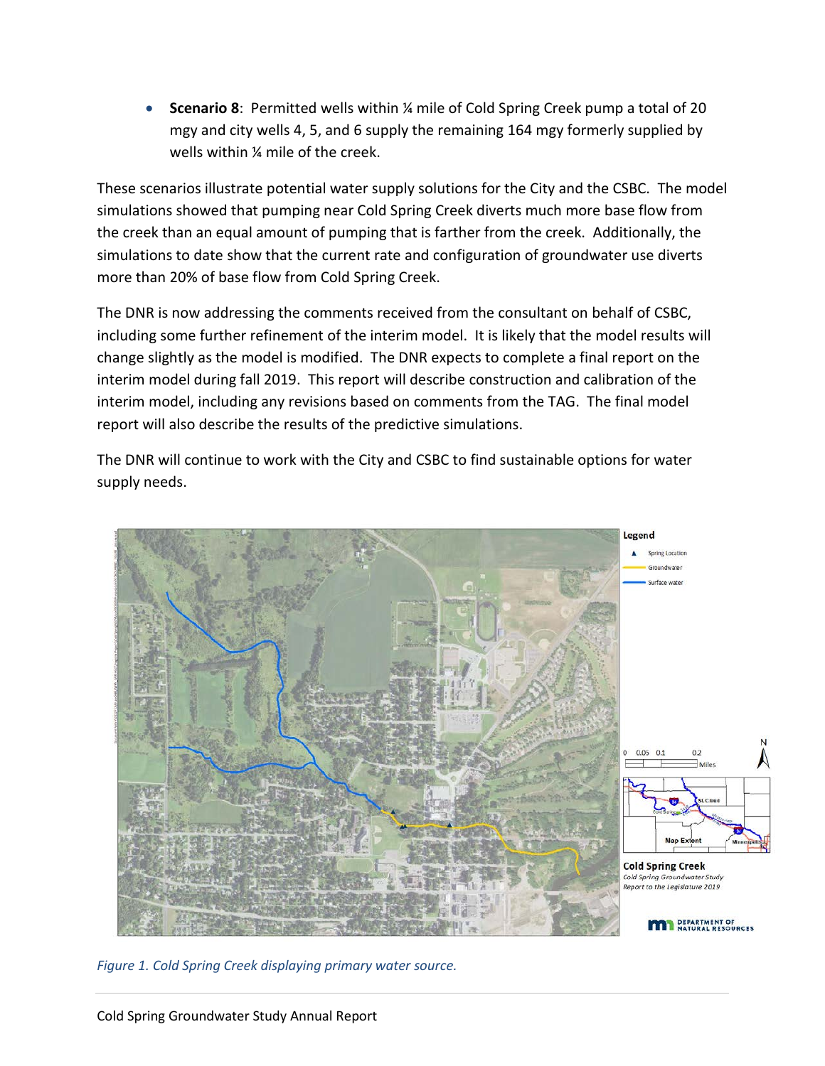- **Scenario 8**: Permitted wells within ¼ mile of Cold Spring Creek pump a total of 20 mgy and city wells 4, 5, and 6 supply the remaining 164 mgy formerly supplied by wells within ¼ mile of the creek.

These scenarios illustrate potential water supply solutions for the City and the CSBC. The model simulations showed that pumping near Cold Spring Creek diverts much more base flow from the creek than an equal amount of pumping that is farther from the creek. Additionally, the simulations to date show that the current rate and configuration of groundwater use diverts more than 20% of base flow from Cold Spring Creek.

The DNR is now addressing the comments received from the consultant on behalf of CSBC, including some further refinement of the interim model. It is likely that the model results will change slightly as the model is modified. The DNR expects to complete a final report on the interim model during fall 2019. This report will describe construction and calibration of the interim model, including any revisions based on comments from the TAG. The final model report will also describe the results of the predictive simulations.

The DNR will continue to work with the City and CSBC to find sustainable options for water supply needs.

*Figure 1. Cold Spring Creek displaying primary water source.*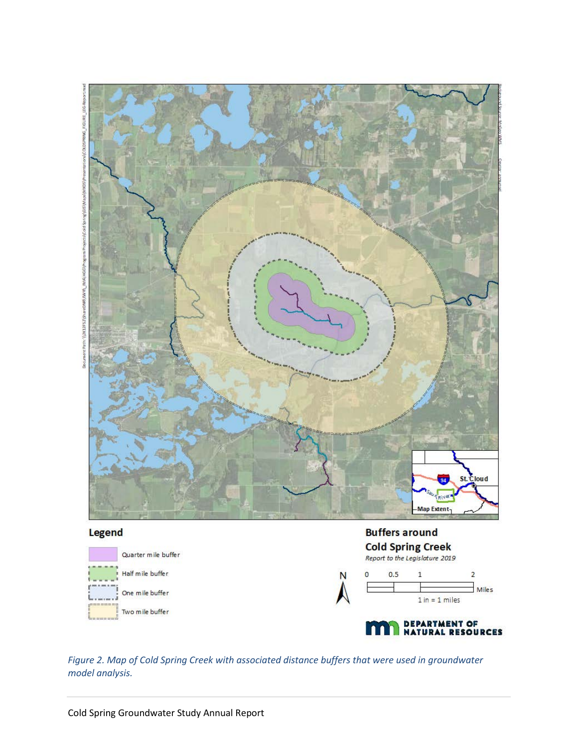Legend

Quarter mile buffer

Half mile buffer

One mile buffer

Two mile buffer

Buffers around

Cold Spring Creek

Report to the Legislature 2019

N

0 0.5 1 2

Miles

1 in = 1 miles

St. Cloud

94

Sauk River

Map Extent

DEPARTMENT OF NATURAL RESOURCES

*Figure 2. Map of Cold Spring Creek with associated distance buffers that were used in groundwater model analysis.*